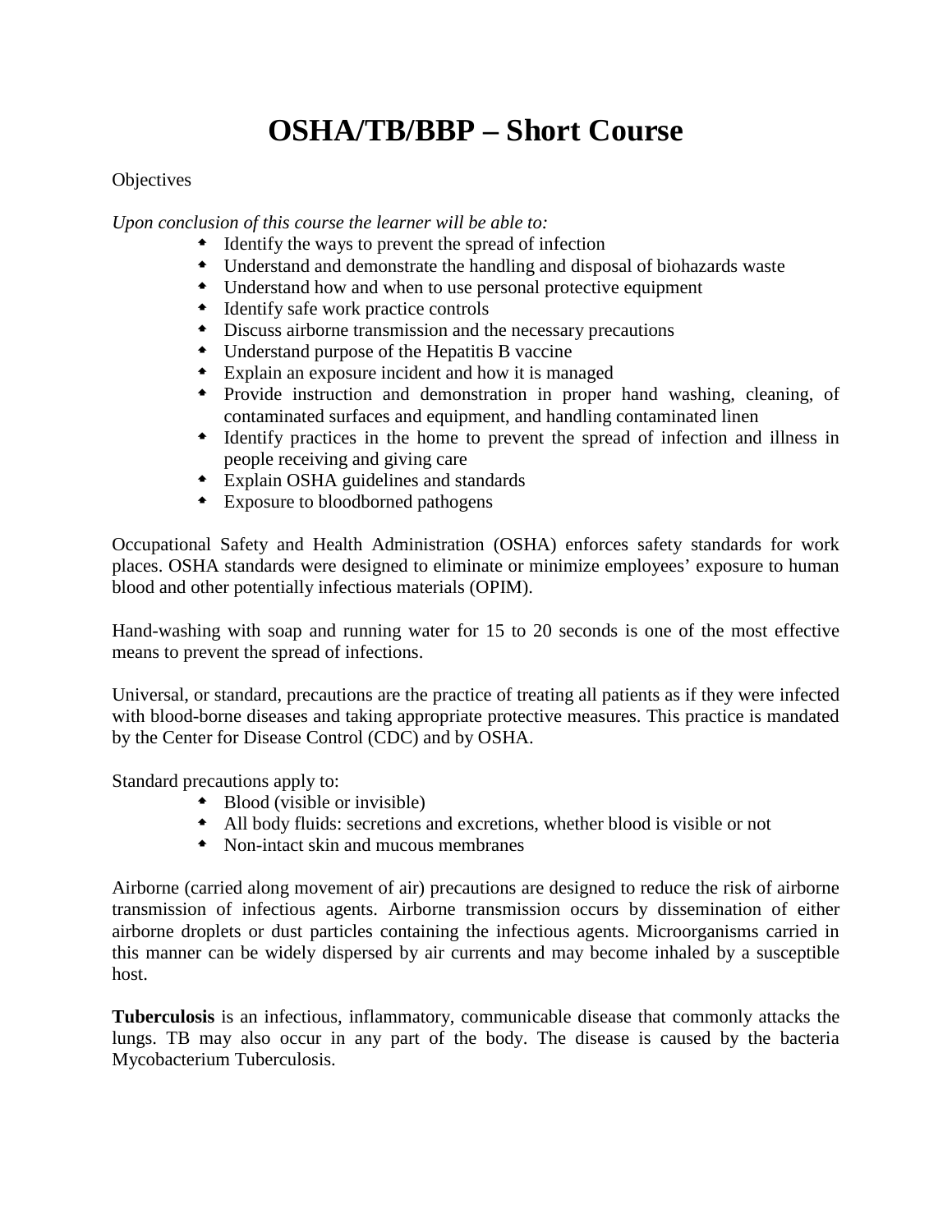# OSHA/TB/BBP – Short Course

Objectives

*Upon conclusion of this course the learner will be able to:*

- Identify the ways to prevent the spread of infection
- Understand and demonstrate the handling and disposal of biohazards waste
- Understand how and when to use personal protective equipment
- Identify safe work practice controls
- Discuss airborne transmission and the necessary precautions
- Understand purpose of the Hepatitis B vaccine
- Explain an exposure incident and how it is managed
- Provide instruction and demonstration in proper hand washing, cleaning, of contaminated surfaces and equipment, and handling contaminated linen
- Identify practices in the home to prevent the spread of infection and illness in people receiving and giving care
- Explain OSHA guidelines and standards
- Exposure to bloodborned pathogens

Occupational Safety and Health Administration (OSHA) enforces safety standards for work places. OSHA standards were designed to eliminate or minimize employees' exposure to human blood and other potentially infectious materials (OPIM).

Hand-washing with soap and running water for 15 to 20 seconds is one of the most effective means to prevent the spread of infections.

Universal, or standard, precautions are the practice of treating all patients as if they were infected with blood-borne diseases and taking appropriate protective measures. This practice is mandated by the Center for Disease Control (CDC) and by OSHA.

Standard precautions apply to:

- Blood (visible or invisible)
- All body fluids: secretions and excretions, whether blood is visible or not
- Non-intact skin and mucous membranes

Airborne (carried along movement of air) precautions are designed to reduce the risk of airborne transmission of infectious agents. Airborne transmission occurs by dissemination of either airborne droplets or dust particles containing the infectious agents. Microorganisms carried in this manner can be widely dispersed by air currents and may become inhaled by a susceptible host.

**Tuberculosis** is an infectious, inflammatory, communicable disease that commonly attacks the lungs. TB may also occur in any part of the body. The disease is caused by the bacteria Mycobacterium Tuberculosis.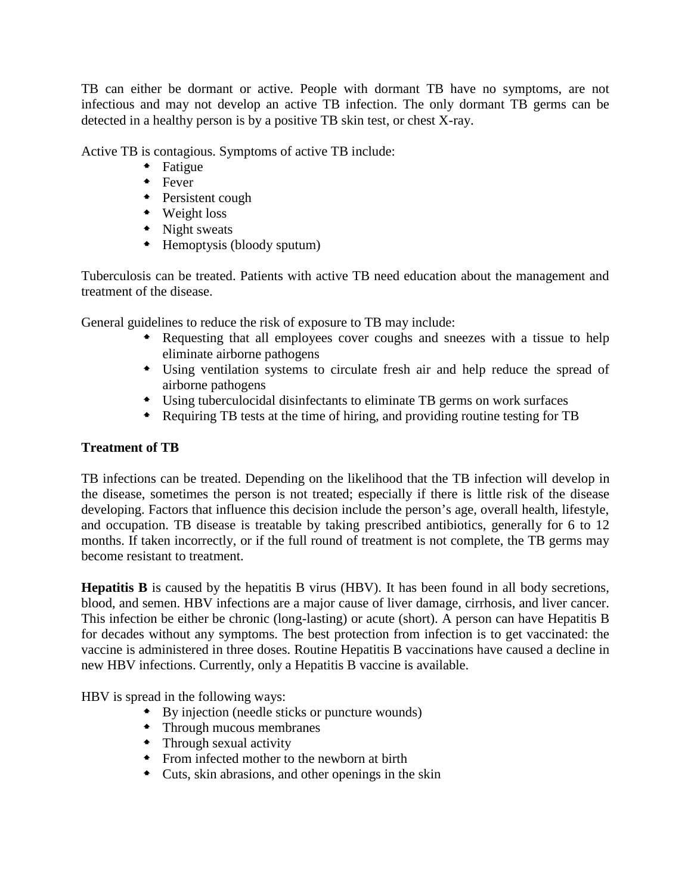TB can either be dormant or active. People with dormant TB have no symptoms, are not infectious and may not develop an active TB infection. The only dormant TB germs can be detected in a healthy person is by a positive TB skin test, or chest X-ray.

Active TB is contagious. Symptoms of active TB include:

- Fatigue
- Fever
- Persistent cough
- Weight loss
- Night sweats
- Hemoptysis (bloody sputum)

Tuberculosis can be treated. Patients with active TB need education about the management and treatment of the disease.

General guidelines to reduce the risk of exposure to TB may include:

- Requesting that all employees cover coughs and sneezes with a tissue to help eliminate airborne pathogens
- Using ventilation systems to circulate fresh air and help reduce the spread of airborne pathogens
- Using tuberculocidal disinfectants to eliminate TB germs on work surfaces
- Requiring TB tests at the time of hiring, and providing routine testing for TB

**Treatment of TB**

TB infections can be treated. Depending on the likelihood that the TB infection will develop in the disease, sometimes the person is not treated; especially if there is little risk of the disease developing. Factors that influence this decision include the person's age, overall health, lifestyle, and occupation. TB disease is treatable by taking prescribed antibiotics, generally for 6 to 12 months. If taken incorrectly, or if the full round of treatment is not complete, the TB germs may become resistant to treatment.

**Hepatitis B** is caused by the hepatitis B virus (HBV). It has been found in all body secretions, blood, and semen. HBV infections are a major cause of liver damage, cirrhosis, and liver cancer. This infection be either be chronic (long-lasting) or acute (short). A person can have Hepatitis B for decades without any symptoms. The best protection from infection is to get vaccinated: the vaccine is administered in three doses. Routine Hepatitis B vaccinations have caused a decline in new HBV infections. Currently, only a Hepatitis B vaccine is available.

HBV is spread in the following ways:

- By injection (needle sticks or puncture wounds)
- Through mucous membranes
- Through sexual activity
- From infected mother to the newborn at birth
- Cuts, skin abrasions, and other openings in the skin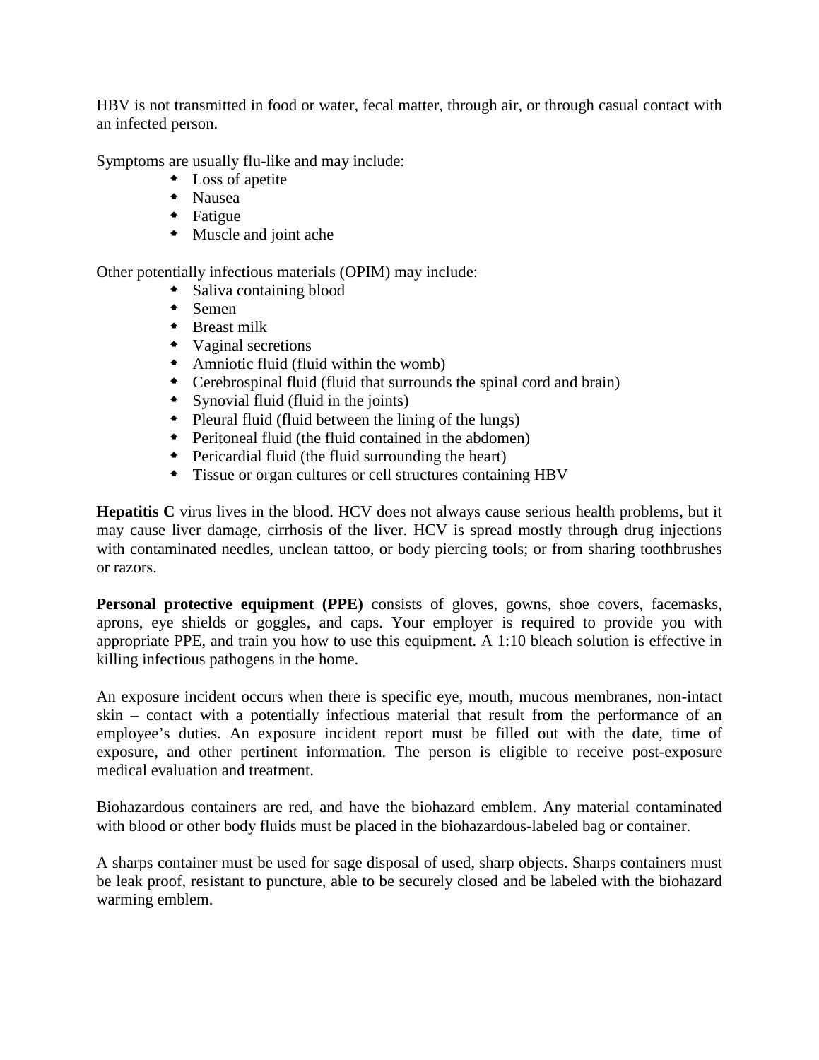HBV is not transmitted in food or water, fecal matter, through air, or through casual contact with an infected person.

Symptoms are usually flu-like and may include:

- Loss of apetite
- Nausea
- Fatigue
- Muscle and joint ache

Other potentially infectious materials (OPIM) may include:

- Saliva containing blood
- Semen
- Breast milk
- Vaginal secretions
- Amniotic fluid (fluid within the womb)
- Cerebrospinal fluid (fluid that surrounds the spinal cord and brain)
- Synovial fluid (fluid in the joints)
- Pleural fluid (fluid between the lining of the lungs)
- Peritoneal fluid (the fluid contained in the abdomen)
- Pericardial fluid (the fluid surrounding the heart)
- Tissue or organ cultures or cell structures containing HBV

**Hepatitis C** virus lives in the blood. HCV does not always cause serious health problems, but it may cause liver damage, cirrhosis of the liver. HCV is spread mostly through drug injections with contaminated needles, unclean tattoo, or body piercing tools; or from sharing toothbrushes or razors.

**Personal protective equipment (PPE)** consists of gloves, gowns, shoe covers, facemasks, aprons, eye shields or goggles, and caps. Your employer is required to provide you with appropriate PPE, and train you how to use this equipment. A 1:10 bleach solution is effective in killing infectious pathogens in the home.

An exposure incident occurs when there is specific eye, mouth, mucous membranes, non-intact skin – contact with a potentially infectious material that result from the performance of an employee's duties. An exposure incident report must be filled out with the date, time of exposure, and other pertinent information. The person is eligible to receive post-exposure medical evaluation and treatment.

Biohazardous containers are red, and have the biohazard emblem. Any material contaminated with blood or other body fluids must be placed in the biohazardous-labeled bag or container.

A sharps container must be used for sage disposal of used, sharp objects. Sharps containers must be leak proof, resistant to puncture, able to be securely closed and be labeled with the biohazard warming emblem.